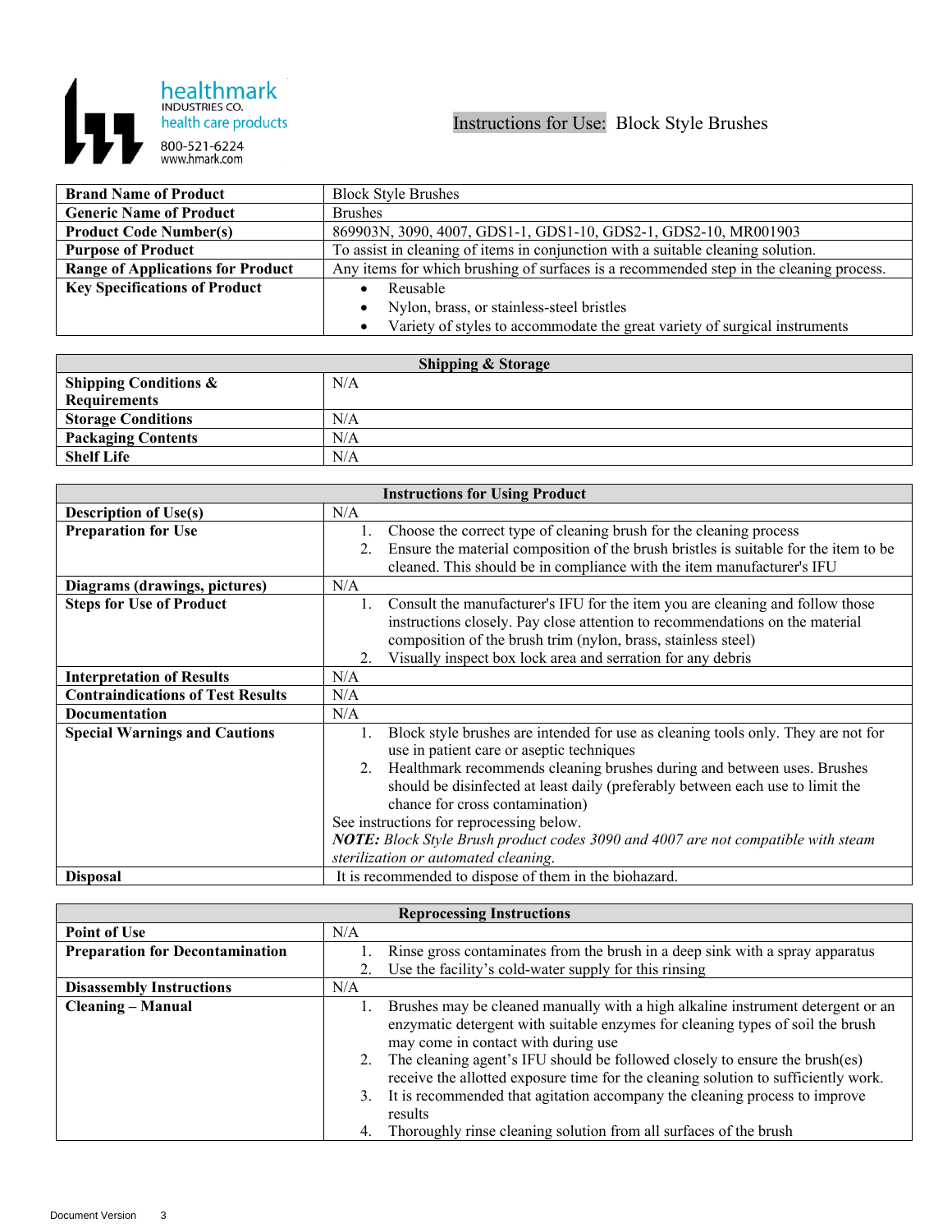healthmark
INDUSTRIES CO.
health care products
800-521-6224
www.hmark.com

# Instructions for Use: Block Style Brushes

| | |
|---|---|
| **Brand Name of Product** | Block Style Brushes |
| **Generic Name of Product** | Brushes |
| **Product Code Number(s)** | 869903N, 3090, 4007, GDS1-1, GDS1-10, GDS2-1, GDS2-10, MR001903 |
| **Purpose of Product** | To assist in cleaning of items in conjunction with a suitable cleaning solution. |
| **Range of Applications for Product** | Any items for which brushing of surfaces is a recommended step in the cleaning process. |
| **Key Specifications of Product** | • Reusable<br>• Nylon, brass, or stainless-steel bristles<br>• Variety of styles to accommodate the great variety of surgical instruments |

| **Shipping & Storage** | |
|---|---|
| **Shipping Conditions & Requirements** | N/A |
| **Storage Conditions** | N/A |
| **Packaging Contents** | N/A |
| **Shelf Life** | N/A |

| **Instructions for Using Product** | |
|---|---|
| **Description of Use(s)** | N/A |
| **Preparation for Use** | 1. Choose the correct type of cleaning brush for the cleaning process<br>2. Ensure the material composition of the brush bristles is suitable for the item to be cleaned. This should be in compliance with the item manufacturer's IFU |
| **Diagrams (drawings, pictures)** | N/A |
| **Steps for Use of Product** | 1. Consult the manufacturer's IFU for the item you are cleaning and follow those instructions closely. Pay close attention to recommendations on the material composition of the brush trim (nylon, brass, stainless steel)<br>2. Visually inspect box lock area and serration for any debris |
| **Interpretation of Results** | N/A |
| **Contraindications of Test Results** | N/A |
| **Documentation** | N/A |
| **Special Warnings and Cautions** | 1. Block style brushes are intended for use as cleaning tools only. They are not for use in patient care or aseptic techniques<br>2. Healthmark recommends cleaning brushes during and between uses. Brushes should be disinfected at least daily (preferably between each use to limit the chance for cross contamination)<br>See instructions for reprocessing below.<br>***NOTE:*** *Block Style Brush product codes 3090 and 4007 are not compatible with steam sterilization or automated cleaning.* |
| **Disposal** | It is recommended to dispose of them in the biohazard. |

| **Reprocessing Instructions** | |
|---|---|
| **Point of Use** | N/A |
| **Preparation for Decontamination** | 1. Rinse gross contaminates from the brush in a deep sink with a spray apparatus<br>2. Use the facility's cold-water supply for this rinsing |
| **Disassembly Instructions** | N/A |
| **Cleaning – Manual** | 1. Brushes may be cleaned manually with a high alkaline instrument detergent or an enzymatic detergent with suitable enzymes for cleaning types of soil the brush may come in contact with during use<br>2. The cleaning agent's IFU should be followed closely to ensure the brush(es) receive the allotted exposure time for the cleaning solution to sufficiently work.<br>3. It is recommended that agitation accompany the cleaning process to improve results<br>4. Thoroughly rinse cleaning solution from all surfaces of the brush |

Document Version 3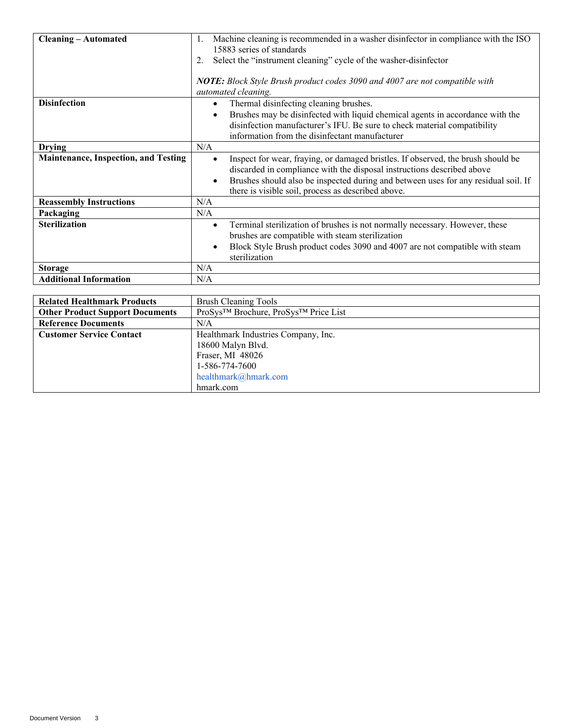| | |
|---|---|
| **Cleaning – Automated** | 1. Machine cleaning is recommended in a washer disinfector in compliance with the ISO 15883 series of standards<br>2. Select the "instrument cleaning" cycle of the washer-disinfector<br><br>***NOTE:*** *Block Style Brush product codes 3090 and 4007 are not compatible with automated cleaning.* |
| **Disinfection** | • Thermal disinfecting cleaning brushes.<br>• Brushes may be disinfected with liquid chemical agents in accordance with the disinfection manufacturer's IFU. Be sure to check material compatibility information from the disinfectant manufacturer |
| **Drying** | N/A |
| **Maintenance, Inspection, and Testing** | • Inspect for wear, fraying, or damaged bristles. If observed, the brush should be discarded in compliance with the disposal instructions described above<br>• Brushes should also be inspected during and between uses for any residual soil. If there is visible soil, process as described above. |
| **Reassembly Instructions** | N/A |
| **Packaging** | N/A |
| **Sterilization** | • Terminal sterilization of brushes is not normally necessary. However, these brushes are compatible with steam sterilization<br>• Block Style Brush product codes 3090 and 4007 are not compatible with steam sterilization |
| **Storage** | N/A |
| **Additional Information** | N/A |

| | |
|---|---|
| **Related Healthmark Products** | Brush Cleaning Tools |
| **Other Product Support Documents** | ProSys™ Brochure, ProSys™ Price List |
| **Reference Documents** | N/A |
| **Customer Service Contact** | Healthmark Industries Company, Inc.<br>18600 Malyn Blvd.<br>Fraser, MI 48026<br>1-586-774-7600<br>healthmark@hmark.com<br>hmark.com |

Document Version 3